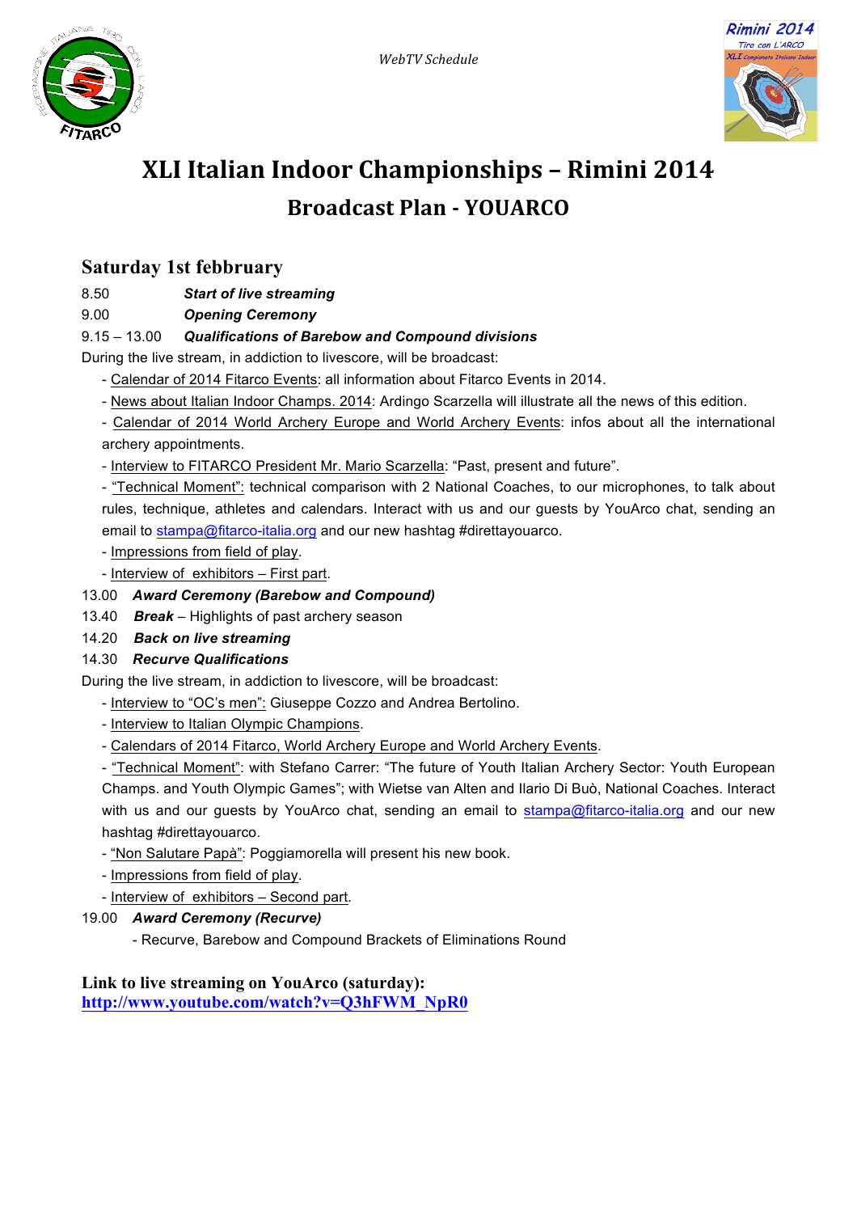WebTV Schedule

# XLI Italian Indoor Championships – Rimini 2014

## Broadcast Plan - YOUARCO

### Saturday 1st febbruary

8.50 ***Start of live streaming***

9.00 ***Opening Ceremony***

9.15 – 13.00 ***Qualifications of Barebow and Compound divisions***

During the live stream, in addiction to livescore, will be broadcast:

- Calendar of 2014 Fitarco Events: all information about Fitarco Events in 2014.
- News about Italian Indoor Champs. 2014: Ardingo Scarzella will illustrate all the news of this edition.
- Calendar of 2014 World Archery Europe and World Archery Events: infos about all the international archery appointments.
- Interview to FITARCO President Mr. Mario Scarzella: "Past, present and future".
- "Technical Moment": technical comparison with 2 National Coaches, to our microphones, to talk about rules, technique, athletes and calendars. Interact with us and our guests by YouArco chat, sending an email to stampa@fitarco-italia.org and our new hashtag #direttayouarco.
- Impressions from field of play.
- Interview of exhibitors – First part.

13.00 ***Award Ceremony (Barebow and Compound)***

13.40 ***Break*** – Highlights of past archery season

14.20 ***Back on live streaming***

14.30 ***Recurve Qualifications***

During the live stream, in addiction to livescore, will be broadcast:

- Interview to "OC's men": Giuseppe Cozzo and Andrea Bertolino.
- Interview to Italian Olympic Champions.
- Calendars of 2014 Fitarco, World Archery Europe and World Archery Events.
- "Technical Moment": with Stefano Carrer: "The future of Youth Italian Archery Sector: Youth European Champs. and Youth Olympic Games"; with Wietse van Alten and Ilario Di Buò, National Coaches. Interact with us and our guests by YouArco chat, sending an email to stampa@fitarco-italia.org and our new hashtag #direttayouarco.
- "Non Salutare Papà": Poggiamorella will present his new book.
- Impressions from field of play.
- Interview of exhibitors – Second part.

19.00 ***Award Ceremony (Recurve)***

- Recurve, Barebow and Compound Brackets of Eliminations Round

**Link to live streaming on YouArco (saturday):**
**http://www.youtube.com/watch?v=Q3hFWM_NpR0**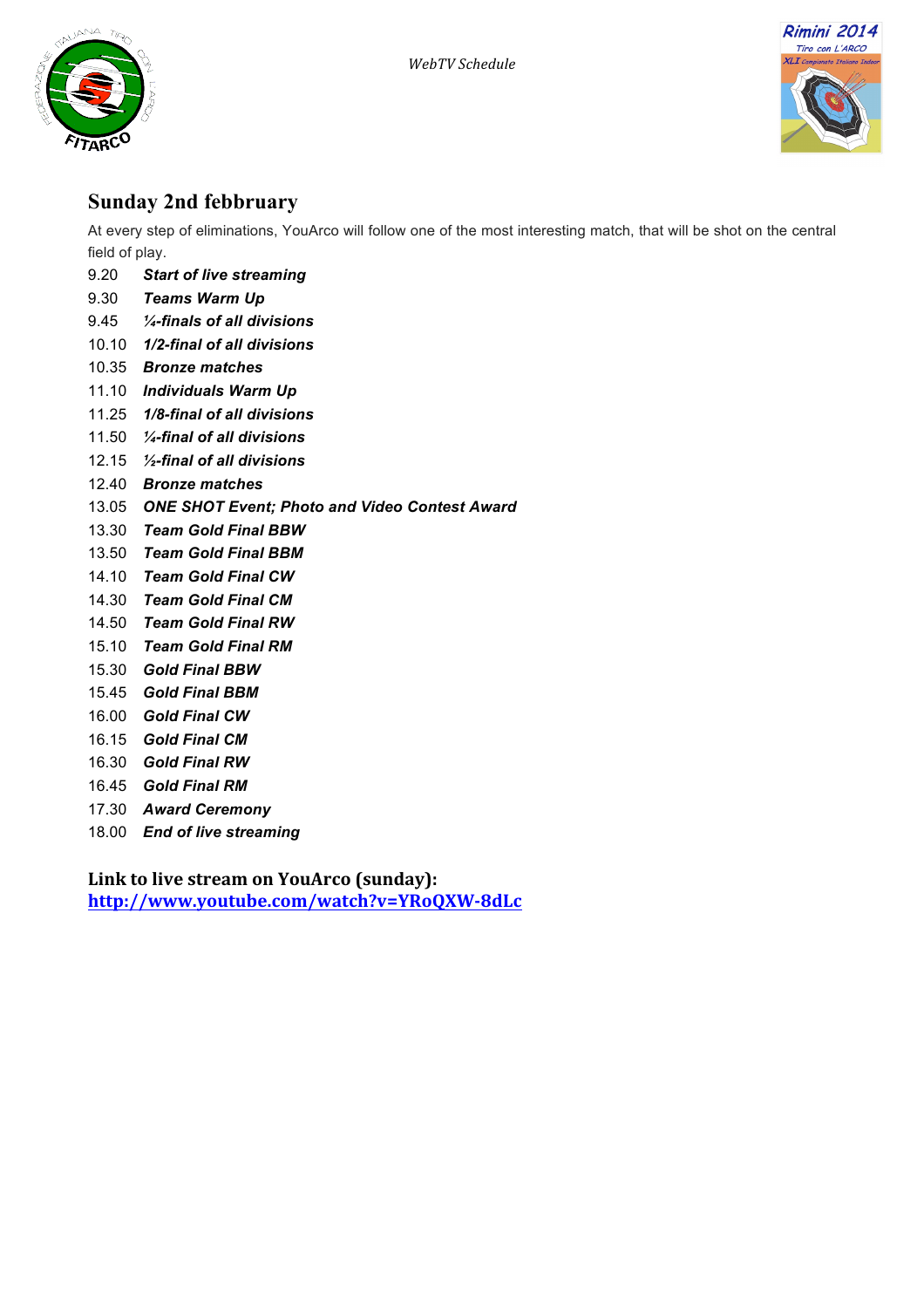WebTV Schedule

## Sunday 2nd febbruary

At every step of eliminations, YouArco will follow one of the most interesting match, that will be shot on the central field of play.

| | |
|---|---|
| 9.20 | ***Start of live streaming*** |
| 9.30 | ***Teams Warm Up*** |
| 9.45 | ***¼-finals of all divisions*** |
| 10.10 | ***1/2-final of all divisions*** |
| 10.35 | ***Bronze matches*** |
| 11.10 | ***Individuals Warm Up*** |
| 11.25 | ***1/8-final of all divisions*** |
| 11.50 | ***¼-final of all divisions*** |
| 12.15 | ***½-final of all divisions*** |
| 12.40 | ***Bronze matches*** |
| 13.05 | ***ONE SHOT Event; Photo and Video Contest Award*** |
| 13.30 | ***Team Gold Final BBW*** |
| 13.50 | ***Team Gold Final BBM*** |
| 14.10 | ***Team Gold Final CW*** |
| 14.30 | ***Team Gold Final CM*** |
| 14.50 | ***Team Gold Final RW*** |
| 15.10 | ***Team Gold Final RM*** |
| 15.30 | ***Gold Final BBW*** |
| 15.45 | ***Gold Final BBM*** |
| 16.00 | ***Gold Final CW*** |
| 16.15 | ***Gold Final CM*** |
| 16.30 | ***Gold Final RW*** |
| 16.45 | ***Gold Final RM*** |
| 17.30 | ***Award Ceremony*** |
| 18.00 | ***End of live streaming*** |

**Link to live stream on YouArco (sunday):**
**[http://www.youtube.com/watch?v=YRoQXW-8dLc](http://www.youtube.com/watch?v=YRoQXW-8dLc)**